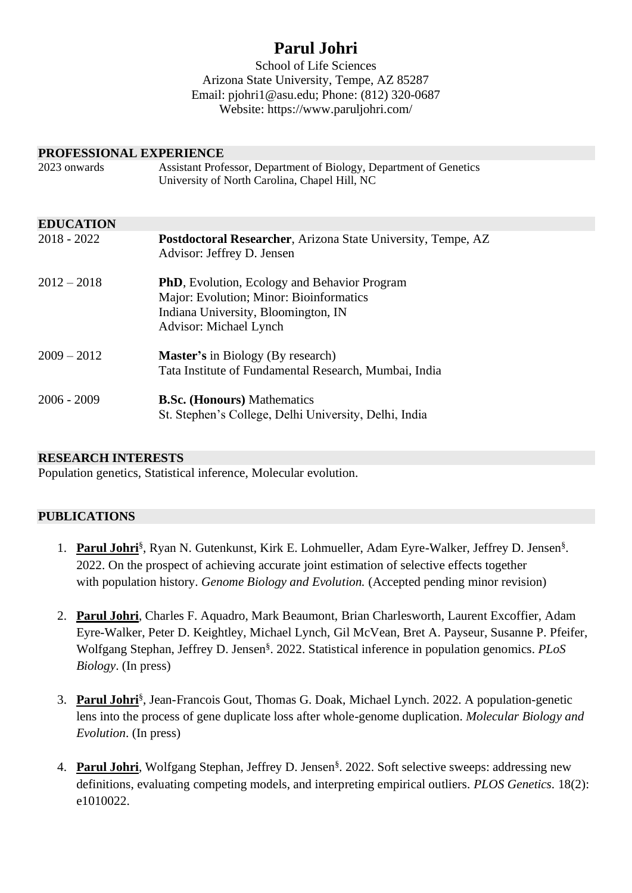# Parul Johri

School of Life Sciences
Arizona State University, Tempe, AZ 85287
Email: pjohri1@asu.edu; Phone: (812) 320-0687
Website: https://www.paruljohri.com/

## PROFESSIONAL EXPERIENCE

2023 onwards — Assistant Professor, Department of Biology, Department of Genetics
University of North Carolina, Chapel Hill, NC

## EDUCATION

2018 - 2022 — **Postdoctoral Researcher**, Arizona State University, Tempe, AZ
Advisor: Jeffrey D. Jensen

2012 – 2018 — **PhD**, Evolution, Ecology and Behavior Program
Major: Evolution; Minor: Bioinformatics
Indiana University, Bloomington, IN
Advisor: Michael Lynch

2009 – 2012 — **Master's** in Biology (By research)
Tata Institute of Fundamental Research, Mumbai, India

2006 - 2009 — **B.Sc. (Honours)** Mathematics
St. Stephen's College, Delhi University, Delhi, India

## RESEARCH INTERESTS

Population genetics, Statistical inference, Molecular evolution.

## PUBLICATIONS

1. **Parul Johri**[§], Ryan N. Gutenkunst, Kirk E. Lohmueller, Adam Eyre-Walker, Jeffrey D. Jensen[§]. 2022. On the prospect of achieving accurate joint estimation of selective effects together with population history. *Genome Biology and Evolution.* (Accepted pending minor revision)

2. **Parul Johri**, Charles F. Aquadro, Mark Beaumont, Brian Charlesworth, Laurent Excoffier, Adam Eyre-Walker, Peter D. Keightley, Michael Lynch, Gil McVean, Bret A. Payseur, Susanne P. Pfeifer, Wolfgang Stephan, Jeffrey D. Jensen[§]. 2022. Statistical inference in population genomics. *PLoS Biology*. (In press)

3. **Parul Johri**[§], Jean-Francois Gout, Thomas G. Doak, Michael Lynch. 2022. A population-genetic lens into the process of gene duplicate loss after whole-genome duplication. *Molecular Biology and Evolution*. (In press)

4. **Parul Johri**, Wolfgang Stephan, Jeffrey D. Jensen[§]. 2022. Soft selective sweeps: addressing new definitions, evaluating competing models, and interpreting empirical outliers. *PLOS Genetics.* 18(2): e1010022.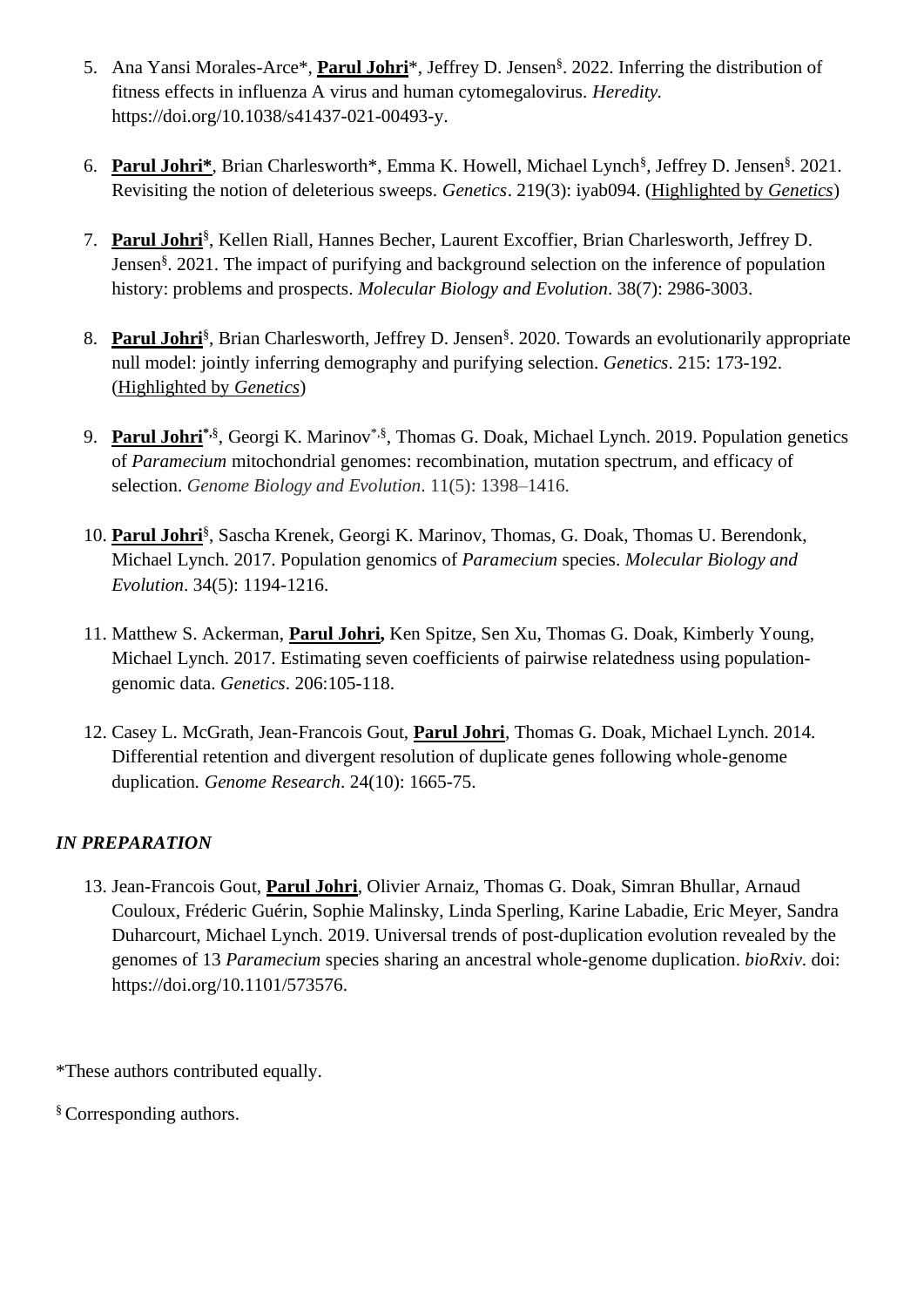5. Ana Yansi Morales-Arce*, **Parul Johri***, Jeffrey D. Jensen[§]. 2022. Inferring the distribution of fitness effects in influenza A virus and human cytomegalovirus. *Heredity.* https://doi.org/10.1038/s41437-021-00493-y.

6. **Parul Johri***, Brian Charlesworth*, Emma K. Howell, Michael Lynch[§], Jeffrey D. Jensen[§]. 2021. Revisiting the notion of deleterious sweeps. *Genetics*. 219(3): iyab094. (Highlighted by *Genetics*)

7. **Parul Johri**[§], Kellen Riall, Hannes Becher, Laurent Excoffier, Brian Charlesworth, Jeffrey D. Jensen[§]. 2021. The impact of purifying and background selection on the inference of population history: problems and prospects. *Molecular Biology and Evolution*. 38(7): 2986-3003.

8. **Parul Johri**[§], Brian Charlesworth, Jeffrey D. Jensen[§]. 2020. Towards an evolutionarily appropriate null model: jointly inferring demography and purifying selection. *Genetics*. 215: 173-192. (Highlighted by *Genetics*)

9. **Parul Johri**[*,§], Georgi K. Marinov[*,§], Thomas G. Doak, Michael Lynch. 2019. Population genetics of *Paramecium* mitochondrial genomes: recombination, mutation spectrum, and efficacy of selection. *Genome Biology and Evolution*. 11(5): 1398–1416.

10. **Parul Johri**[§], Sascha Krenek, Georgi K. Marinov, Thomas, G. Doak, Thomas U. Berendonk, Michael Lynch. 2017. Population genomics of *Paramecium* species. *Molecular Biology and Evolution*. 34(5): 1194-1216.

11. Matthew S. Ackerman, **Parul Johri,** Ken Spitze, Sen Xu, Thomas G. Doak, Kimberly Young, Michael Lynch. 2017. Estimating seven coefficients of pairwise relatedness using population-genomic data. *Genetics*. 206:105-118.

12. Casey L. McGrath, Jean-Francois Gout, **Parul Johri**, Thomas G. Doak, Michael Lynch. 2014. Differential retention and divergent resolution of duplicate genes following whole-genome duplication. *Genome Research*. 24(10): 1665-75.

***IN PREPARATION***

13. Jean-Francois Gout, **Parul Johri**, Olivier Arnaiz, Thomas G. Doak, Simran Bhullar, Arnaud Couloux, Fréderic Guérin, Sophie Malinsky, Linda Sperling, Karine Labadie, Eric Meyer, Sandra Duharcourt, Michael Lynch. 2019. Universal trends of post-duplication evolution revealed by the genomes of 13 *Paramecium* species sharing an ancestral whole-genome duplication. *bioRxiv*. doi: https://doi.org/10.1101/573576.

*These authors contributed equally.

[§] Corresponding authors.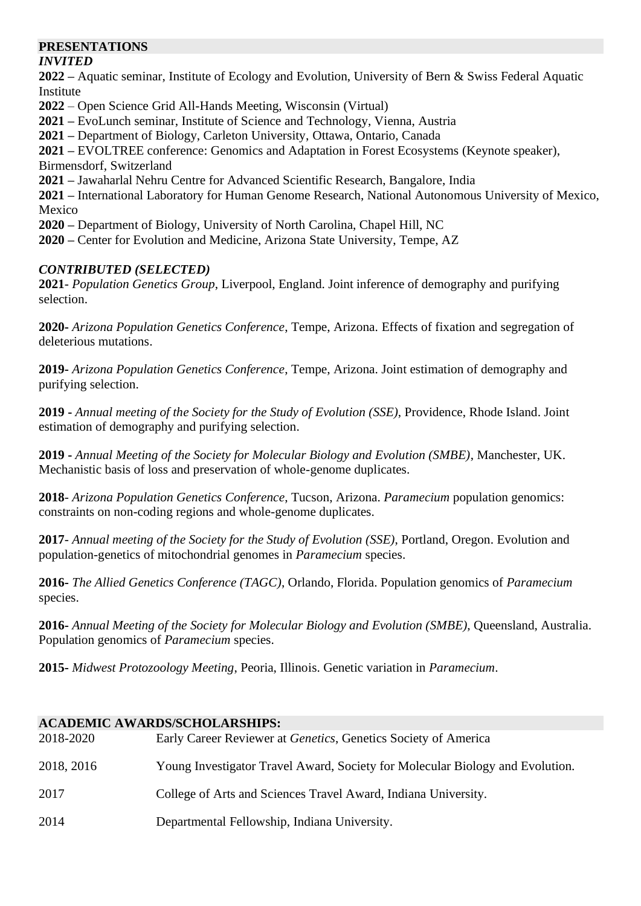## PRESENTATIONS

### *INVITED*

**2022 –** Aquatic seminar, Institute of Ecology and Evolution, University of Bern & Swiss Federal Aquatic Institute

**2022** – Open Science Grid All-Hands Meeting, Wisconsin (Virtual)

**2021 –** EvoLunch seminar, Institute of Science and Technology, Vienna, Austria

**2021 –** Department of Biology, Carleton University, Ottawa, Ontario, Canada

**2021 –** EVOLTREE conference: Genomics and Adaptation in Forest Ecosystems (Keynote speaker), Birmensdorf, Switzerland

**2021 –** Jawaharlal Nehru Centre for Advanced Scientific Research, Bangalore, India

**2021 –** International Laboratory for Human Genome Research, National Autonomous University of Mexico, Mexico

**2020 –** Department of Biology, University of North Carolina, Chapel Hill, NC

**2020 –** Center for Evolution and Medicine, Arizona State University, Tempe, AZ

### *CONTRIBUTED (SELECTED)*

**2021-** *Population Genetics Group*, Liverpool, England. Joint inference of demography and purifying selection.

**2020-** *Arizona Population Genetics Conference*, Tempe, Arizona. Effects of fixation and segregation of deleterious mutations.

**2019-** *Arizona Population Genetics Conference*, Tempe, Arizona. Joint estimation of demography and purifying selection.

**2019 -** *Annual meeting of the Society for the Study of Evolution (SSE)*, Providence, Rhode Island. Joint estimation of demography and purifying selection.

**2019 -** *Annual Meeting of the Society for Molecular Biology and Evolution (SMBE)*, Manchester, UK. Mechanistic basis of loss and preservation of whole-genome duplicates.

**2018**- *Arizona Population Genetics Conference*, Tucson, Arizona. *Paramecium* population genomics: constraints on non-coding regions and whole-genome duplicates.

**2017**- *Annual meeting of the Society for the Study of Evolution (SSE)*, Portland, Oregon. Evolution and population-genetics of mitochondrial genomes in *Paramecium* species.

**2016-** *The Allied Genetics Conference (TAGC)*, Orlando, Florida. Population genomics of *Paramecium* species.

**2016-** *Annual Meeting of the Society for Molecular Biology and Evolution (SMBE)*, Queensland, Australia. Population genomics of *Paramecium* species.

**2015-** *Midwest Protozoology Meeting*, Peoria, Illinois. Genetic variation in *Paramecium*.

## ACADEMIC AWARDS/SCHOLARSHIPS:

| | |
|---|---|
| 2018-2020 | Early Career Reviewer at *Genetics*, Genetics Society of America |
| 2018, 2016 | Young Investigator Travel Award, Society for Molecular Biology and Evolution. |
| 2017 | College of Arts and Sciences Travel Award, Indiana University. |
| 2014 | Departmental Fellowship, Indiana University. |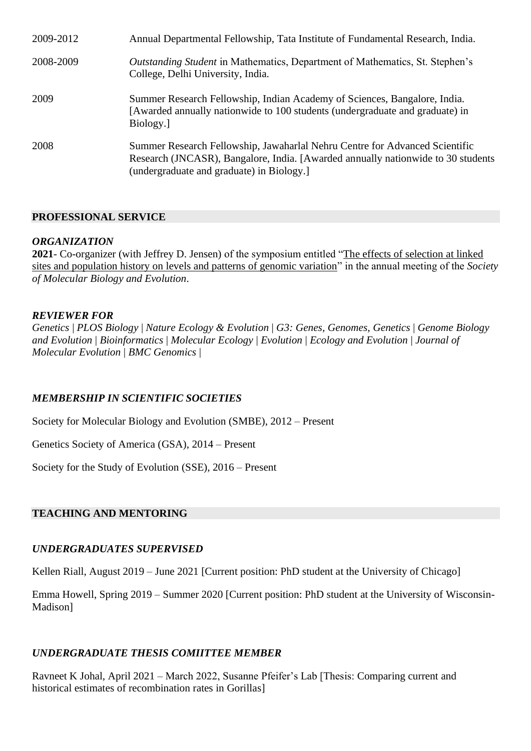| | |
|---|---|
| 2009-2012 | Annual Departmental Fellowship, Tata Institute of Fundamental Research, India. |
| 2008-2009 | *Outstanding Student* in Mathematics, Department of Mathematics, St. Stephen's College, Delhi University, India. |
| 2009 | Summer Research Fellowship, Indian Academy of Sciences, Bangalore, India. [Awarded annually nationwide to 100 students (undergraduate and graduate) in Biology.] |
| 2008 | Summer Research Fellowship, Jawaharlal Nehru Centre for Advanced Scientific Research (JNCASR), Bangalore, India. [Awarded annually nationwide to 30 students (undergraduate and graduate) in Biology.] |

## PROFESSIONAL SERVICE

### *ORGANIZATION*

**2021**- Co-organizer (with Jeffrey D. Jensen) of the symposium entitled "The effects of selection at linked sites and population history on levels and patterns of genomic variation" in the annual meeting of the *Society of Molecular Biology and Evolution*.

### *REVIEWER FOR*

*Genetics | PLOS Biology | Nature Ecology & Evolution | G3: Genes, Genomes, Genetics | Genome Biology and Evolution | Bioinformatics | Molecular Ecology | Evolution | Ecology and Evolution | Journal of Molecular Evolution | BMC Genomics |*

### *MEMBERSHIP IN SCIENTIFIC SOCIETIES*

Society for Molecular Biology and Evolution (SMBE), 2012 – Present

Genetics Society of America (GSA), 2014 – Present

Society for the Study of Evolution (SSE), 2016 – Present

## TEACHING AND MENTORING

### *UNDERGRADUATES SUPERVISED*

Kellen Riall, August 2019 – June 2021 [Current position: PhD student at the University of Chicago]

Emma Howell, Spring 2019 – Summer 2020 [Current position: PhD student at the University of Wisconsin-Madison]

### *UNDERGRADUATE THESIS COMIITTEE MEMBER*

Ravneet K Johal, April 2021 – March 2022, Susanne Pfeifer's Lab [Thesis: Comparing current and historical estimates of recombination rates in Gorillas]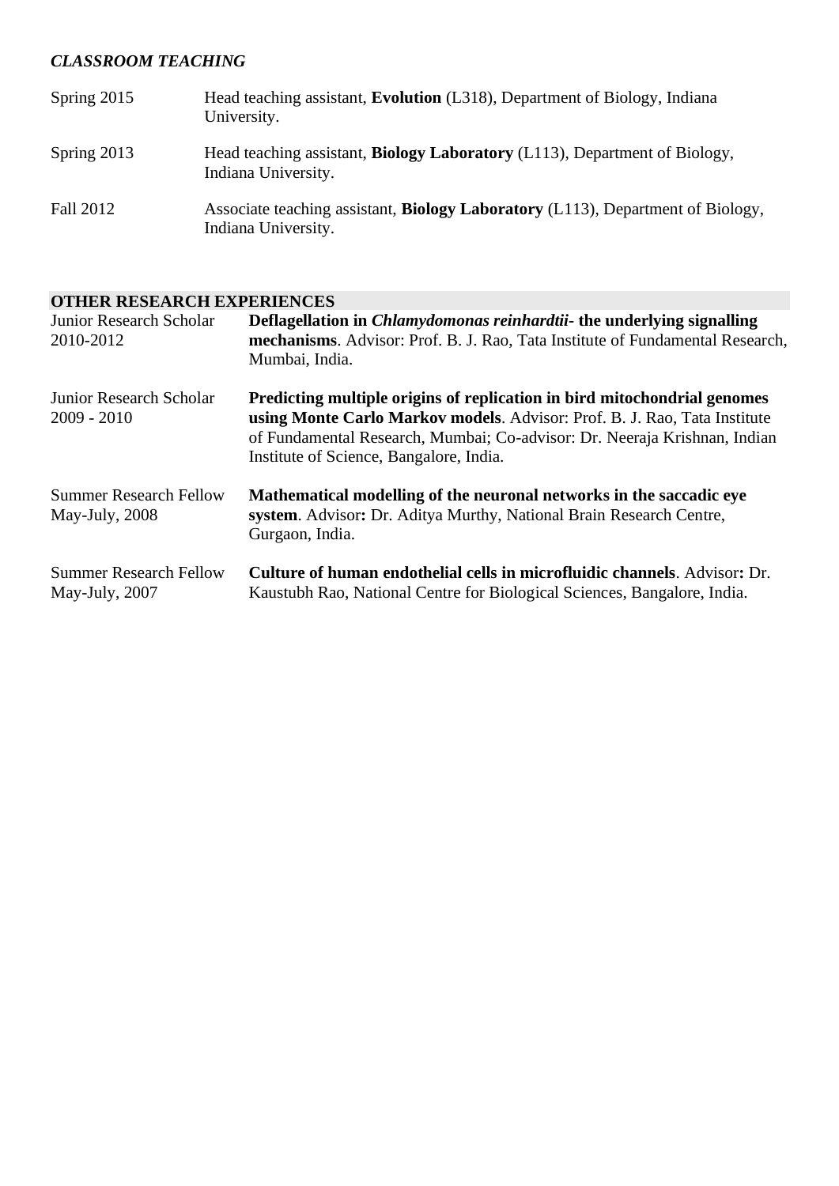***CLASSROOM TEACHING***

| | |
|---|---|
| Spring 2015 | Head teaching assistant, **Evolution** (L318), Department of Biology, Indiana University. |
| Spring 2013 | Head teaching assistant, **Biology Laboratory** (L113), Department of Biology, Indiana University. |
| Fall 2012 | Associate teaching assistant, **Biology Laboratory** (L113), Department of Biology, Indiana University. |

## OTHER RESEARCH EXPERIENCES

| | |
|---|---|
| Junior Research Scholar 2010-2012 | **Deflagellation in *Chlamydomonas reinhardtii*- the underlying signalling mechanisms**. Advisor: Prof. B. J. Rao, Tata Institute of Fundamental Research, Mumbai, India. |
| Junior Research Scholar 2009 - 2010 | **Predicting multiple origins of replication in bird mitochondrial genomes using Monte Carlo Markov models**. Advisor: Prof. B. J. Rao, Tata Institute of Fundamental Research, Mumbai; Co-advisor: Dr. Neeraja Krishnan, Indian Institute of Science, Bangalore, India. |
| Summer Research Fellow May-July, 2008 | **Mathematical modelling of the neuronal networks in the saccadic eye system**. Advisor**:** Dr. Aditya Murthy, National Brain Research Centre, Gurgaon, India. |
| Summer Research Fellow May-July, 2007 | **Culture of human endothelial cells in microfluidic channels**. Advisor**:** Dr. Kaustubh Rao, National Centre for Biological Sciences, Bangalore, India. |